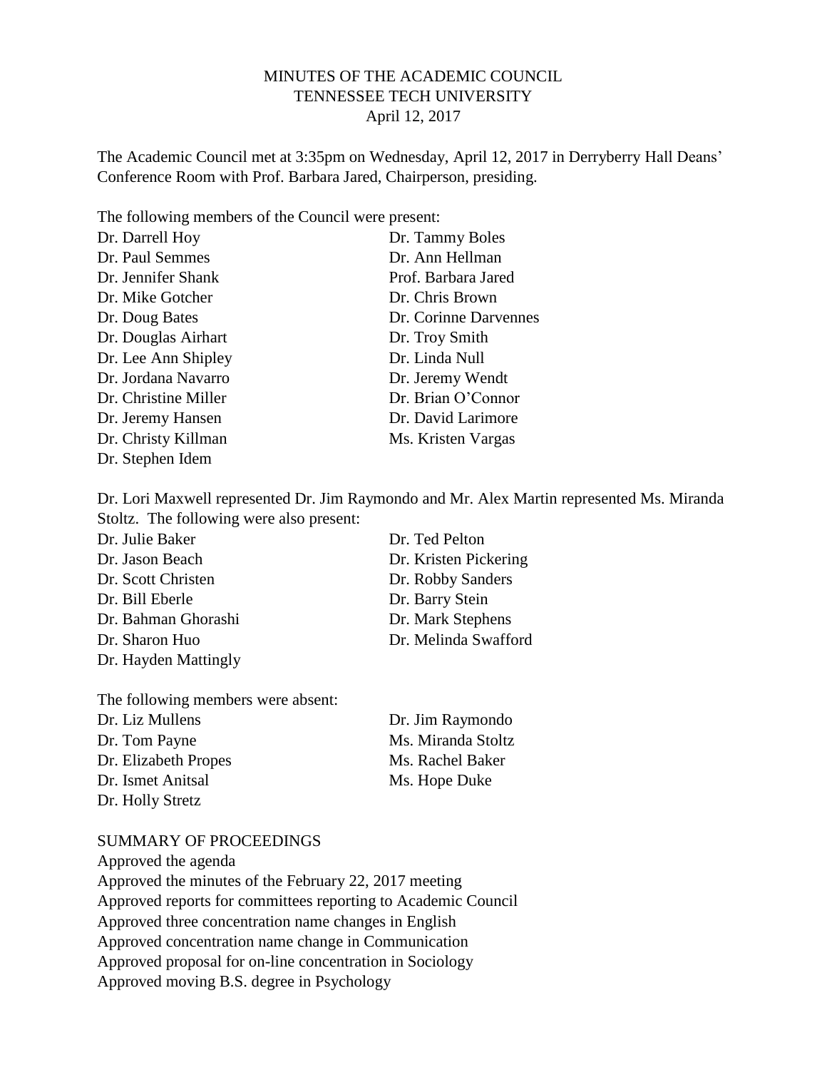MINUTES OF THE ACADEMIC COUNCIL
TENNESSEE TECH UNIVERSITY
April 12, 2017

The Academic Council met at 3:35pm on Wednesday, April 12, 2017 in Derryberry Hall Deans' Conference Room with Prof. Barbara Jared, Chairperson, presiding.

The following members of the Council were present:

Dr. Darrell Hoy
Dr. Paul Semmes
Dr. Jennifer Shank
Dr. Mike Gotcher
Dr. Doug Bates
Dr. Douglas Airhart
Dr. Lee Ann Shipley
Dr. Jordana Navarro
Dr. Christine Miller
Dr. Jeremy Hansen
Dr. Christy Killman
Dr. Stephen Idem
Dr. Tammy Boles
Dr. Ann Hellman
Prof. Barbara Jared
Dr. Chris Brown
Dr. Corinne Darvennes
Dr. Troy Smith
Dr. Linda Null
Dr. Jeremy Wendt
Dr. Brian O'Connor
Dr. David Larimore
Ms. Kristen Vargas

Dr. Lori Maxwell represented Dr. Jim Raymondo and Mr. Alex Martin represented Ms. Miranda Stoltz. The following were also present:

Dr. Julie Baker
Dr. Jason Beach
Dr. Scott Christen
Dr. Bill Eberle
Dr. Bahman Ghorashi
Dr. Sharon Huo
Dr. Hayden Mattingly
Dr. Ted Pelton
Dr. Kristen Pickering
Dr. Robby Sanders
Dr. Barry Stein
Dr. Mark Stephens
Dr. Melinda Swafford

The following members were absent:

Dr. Liz Mullens
Dr. Tom Payne
Dr. Elizabeth Propes
Dr. Ismet Anitsal
Dr. Holly Stretz
Dr. Jim Raymondo
Ms. Miranda Stoltz
Ms. Rachel Baker
Ms. Hope Duke

SUMMARY OF PROCEEDINGS

Approved the agenda
Approved the minutes of the February 22, 2017 meeting
Approved reports for committees reporting to Academic Council
Approved three concentration name changes in English
Approved concentration name change in Communication
Approved proposal for on-line concentration in Sociology
Approved moving B.S. degree in Psychology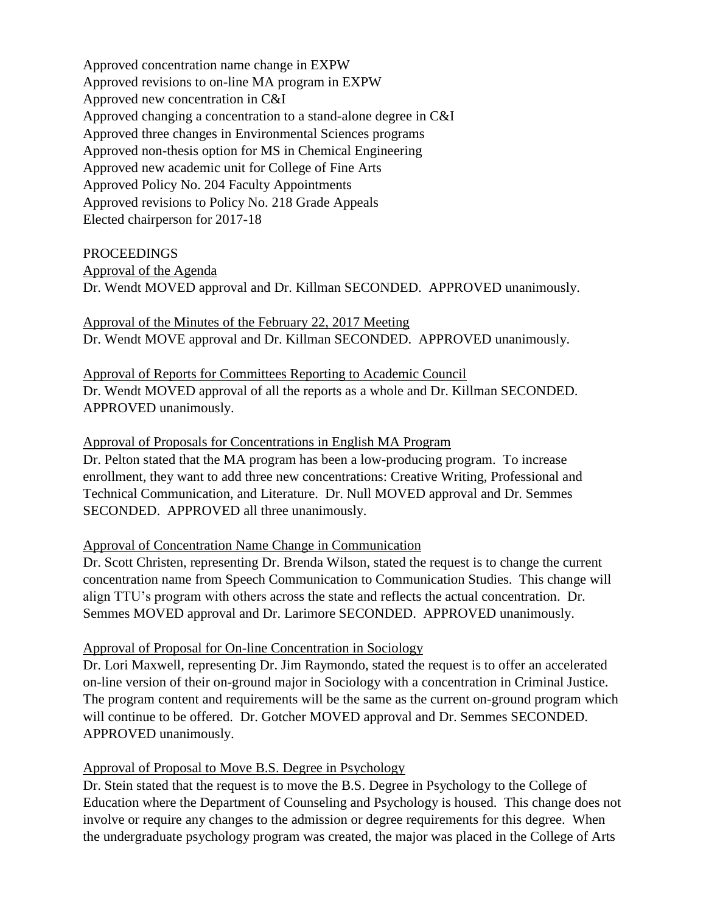Approved concentration name change in EXPW
Approved revisions to on-line MA program in EXPW
Approved new concentration in C&I
Approved changing a concentration to a stand-alone degree in C&I
Approved three changes in Environmental Sciences programs
Approved non-thesis option for MS in Chemical Engineering
Approved new academic unit for College of Fine Arts
Approved Policy No. 204 Faculty Appointments
Approved revisions to Policy No. 218 Grade Appeals
Elected chairperson for 2017-18

PROCEEDINGS

Approval of the Agenda

Dr. Wendt MOVED approval and Dr. Killman SECONDED. APPROVED unanimously.

Approval of the Minutes of the February 22, 2017 Meeting

Dr. Wendt MOVE approval and Dr. Killman SECONDED. APPROVED unanimously.

Approval of Reports for Committees Reporting to Academic Council

Dr. Wendt MOVED approval of all the reports as a whole and Dr. Killman SECONDED. APPROVED unanimously.

Approval of Proposals for Concentrations in English MA Program

Dr. Pelton stated that the MA program has been a low-producing program. To increase enrollment, they want to add three new concentrations: Creative Writing, Professional and Technical Communication, and Literature. Dr. Null MOVED approval and Dr. Semmes SECONDED. APPROVED all three unanimously.

Approval of Concentration Name Change in Communication

Dr. Scott Christen, representing Dr. Brenda Wilson, stated the request is to change the current concentration name from Speech Communication to Communication Studies. This change will align TTU's program with others across the state and reflects the actual concentration. Dr. Semmes MOVED approval and Dr. Larimore SECONDED. APPROVED unanimously.

Approval of Proposal for On-line Concentration in Sociology

Dr. Lori Maxwell, representing Dr. Jim Raymondo, stated the request is to offer an accelerated on-line version of their on-ground major in Sociology with a concentration in Criminal Justice. The program content and requirements will be the same as the current on-ground program which will continue to be offered. Dr. Gotcher MOVED approval and Dr. Semmes SECONDED. APPROVED unanimously.

Approval of Proposal to Move B.S. Degree in Psychology

Dr. Stein stated that the request is to move the B.S. Degree in Psychology to the College of Education where the Department of Counseling and Psychology is housed. This change does not involve or require any changes to the admission or degree requirements for this degree. When the undergraduate psychology program was created, the major was placed in the College of Arts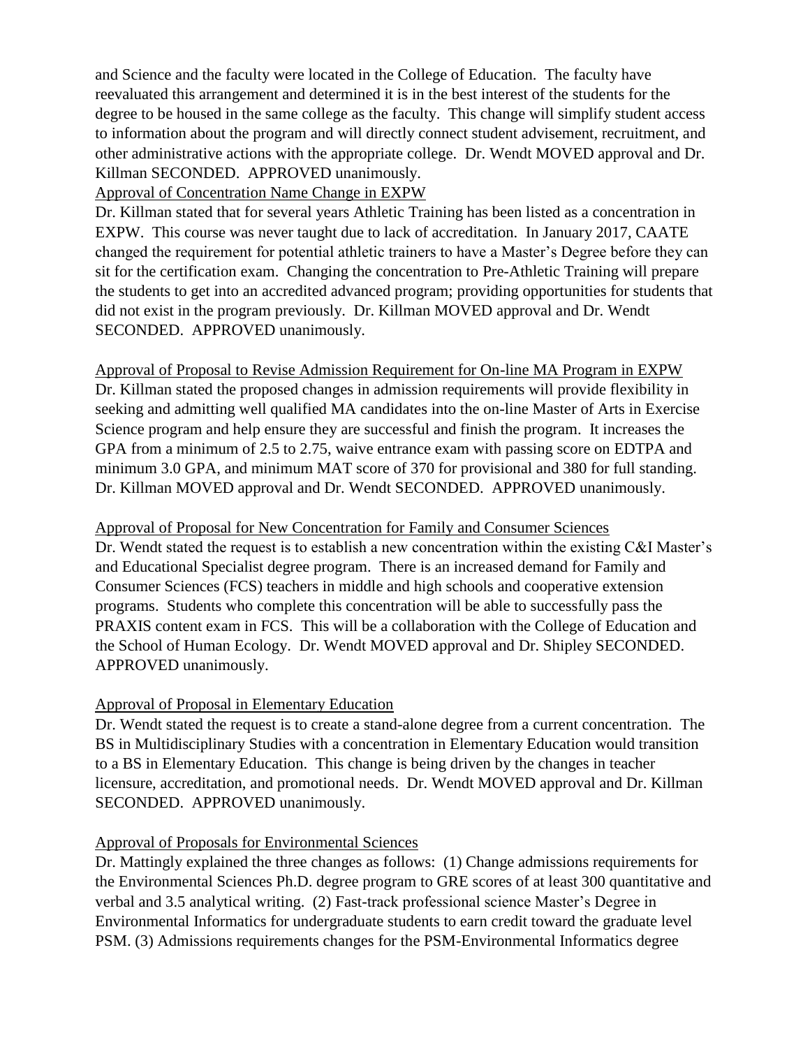and Science and the faculty were located in the College of Education. The faculty have reevaluated this arrangement and determined it is in the best interest of the students for the degree to be housed in the same college as the faculty. This change will simplify student access to information about the program and will directly connect student advisement, recruitment, and other administrative actions with the appropriate college. Dr. Wendt MOVED approval and Dr. Killman SECONDED. APPROVED unanimously.

Approval of Concentration Name Change in EXPW

Dr. Killman stated that for several years Athletic Training has been listed as a concentration in EXPW. This course was never taught due to lack of accreditation. In January 2017, CAATE changed the requirement for potential athletic trainers to have a Master's Degree before they can sit for the certification exam. Changing the concentration to Pre-Athletic Training will prepare the students to get into an accredited advanced program; providing opportunities for students that did not exist in the program previously. Dr. Killman MOVED approval and Dr. Wendt SECONDED. APPROVED unanimously.

Approval of Proposal to Revise Admission Requirement for On-line MA Program in EXPW

Dr. Killman stated the proposed changes in admission requirements will provide flexibility in seeking and admitting well qualified MA candidates into the on-line Master of Arts in Exercise Science program and help ensure they are successful and finish the program. It increases the GPA from a minimum of 2.5 to 2.75, waive entrance exam with passing score on EDTPA and minimum 3.0 GPA, and minimum MAT score of 370 for provisional and 380 for full standing. Dr. Killman MOVED approval and Dr. Wendt SECONDED. APPROVED unanimously.

Approval of Proposal for New Concentration for Family and Consumer Sciences

Dr. Wendt stated the request is to establish a new concentration within the existing C&I Master's and Educational Specialist degree program. There is an increased demand for Family and Consumer Sciences (FCS) teachers in middle and high schools and cooperative extension programs. Students who complete this concentration will be able to successfully pass the PRAXIS content exam in FCS. This will be a collaboration with the College of Education and the School of Human Ecology. Dr. Wendt MOVED approval and Dr. Shipley SECONDED. APPROVED unanimously.

Approval of Proposal in Elementary Education

Dr. Wendt stated the request is to create a stand-alone degree from a current concentration. The BS in Multidisciplinary Studies with a concentration in Elementary Education would transition to a BS in Elementary Education. This change is being driven by the changes in teacher licensure, accreditation, and promotional needs. Dr. Wendt MOVED approval and Dr. Killman SECONDED. APPROVED unanimously.

Approval of Proposals for Environmental Sciences

Dr. Mattingly explained the three changes as follows: (1) Change admissions requirements for the Environmental Sciences Ph.D. degree program to GRE scores of at least 300 quantitative and verbal and 3.5 analytical writing. (2) Fast-track professional science Master's Degree in Environmental Informatics for undergraduate students to earn credit toward the graduate level PSM. (3) Admissions requirements changes for the PSM-Environmental Informatics degree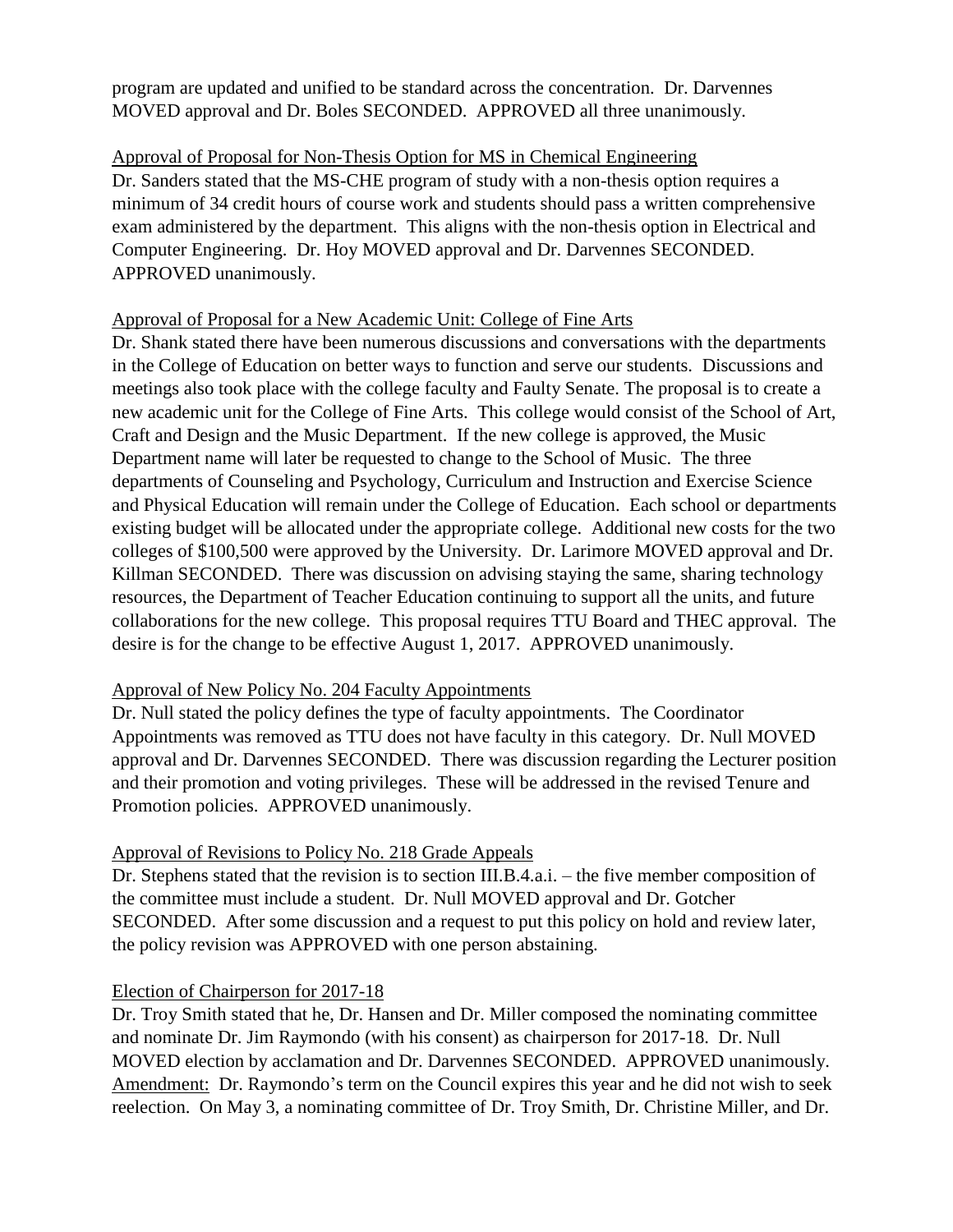program are updated and unified to be standard across the concentration. Dr. Darvennes MOVED approval and Dr. Boles SECONDED. APPROVED all three unanimously.

Approval of Proposal for Non-Thesis Option for MS in Chemical Engineering

Dr. Sanders stated that the MS-CHE program of study with a non-thesis option requires a minimum of 34 credit hours of course work and students should pass a written comprehensive exam administered by the department. This aligns with the non-thesis option in Electrical and Computer Engineering. Dr. Hoy MOVED approval and Dr. Darvennes SECONDED. APPROVED unanimously.

Approval of Proposal for a New Academic Unit: College of Fine Arts

Dr. Shank stated there have been numerous discussions and conversations with the departments in the College of Education on better ways to function and serve our students. Discussions and meetings also took place with the college faculty and Faulty Senate. The proposal is to create a new academic unit for the College of Fine Arts. This college would consist of the School of Art, Craft and Design and the Music Department. If the new college is approved, the Music Department name will later be requested to change to the School of Music. The three departments of Counseling and Psychology, Curriculum and Instruction and Exercise Science and Physical Education will remain under the College of Education. Each school or departments existing budget will be allocated under the appropriate college. Additional new costs for the two colleges of $100,500 were approved by the University. Dr. Larimore MOVED approval and Dr. Killman SECONDED. There was discussion on advising staying the same, sharing technology resources, the Department of Teacher Education continuing to support all the units, and future collaborations for the new college. This proposal requires TTU Board and THEC approval. The desire is for the change to be effective August 1, 2017. APPROVED unanimously.

Approval of New Policy No. 204 Faculty Appointments

Dr. Null stated the policy defines the type of faculty appointments. The Coordinator Appointments was removed as TTU does not have faculty in this category. Dr. Null MOVED approval and Dr. Darvennes SECONDED. There was discussion regarding the Lecturer position and their promotion and voting privileges. These will be addressed in the revised Tenure and Promotion policies. APPROVED unanimously.

Approval of Revisions to Policy No. 218 Grade Appeals

Dr. Stephens stated that the revision is to section III.B.4.a.i. – the five member composition of the committee must include a student. Dr. Null MOVED approval and Dr. Gotcher SECONDED. After some discussion and a request to put this policy on hold and review later, the policy revision was APPROVED with one person abstaining.

Election of Chairperson for 2017-18

Dr. Troy Smith stated that he, Dr. Hansen and Dr. Miller composed the nominating committee and nominate Dr. Jim Raymondo (with his consent) as chairperson for 2017-18. Dr. Null MOVED election by acclamation and Dr. Darvennes SECONDED. APPROVED unanimously. Amendment: Dr. Raymondo's term on the Council expires this year and he did not wish to seek reelection. On May 3, a nominating committee of Dr. Troy Smith, Dr. Christine Miller, and Dr.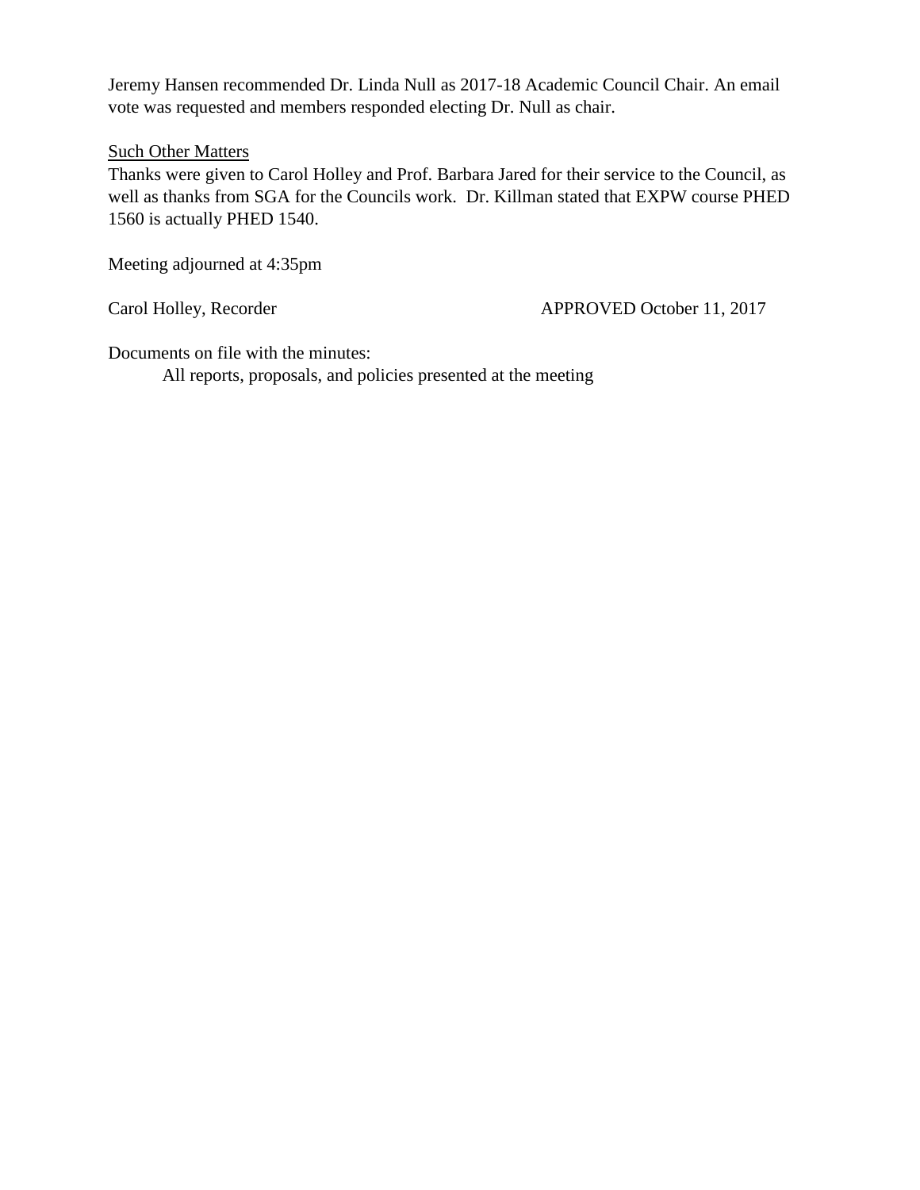Jeremy Hansen recommended Dr. Linda Null as 2017-18 Academic Council Chair. An email vote was requested and members responded electing Dr. Null as chair.

<u>Such Other Matters</u>

Thanks were given to Carol Holley and Prof. Barbara Jared for their service to the Council, as well as thanks from SGA for the Councils work. Dr. Killman stated that EXPW course PHED 1560 is actually PHED 1540.

Meeting adjourned at 4:35pm

Carol Holley, Recorder APPROVED October 11, 2017

Documents on file with the minutes:

All reports, proposals, and policies presented at the meeting